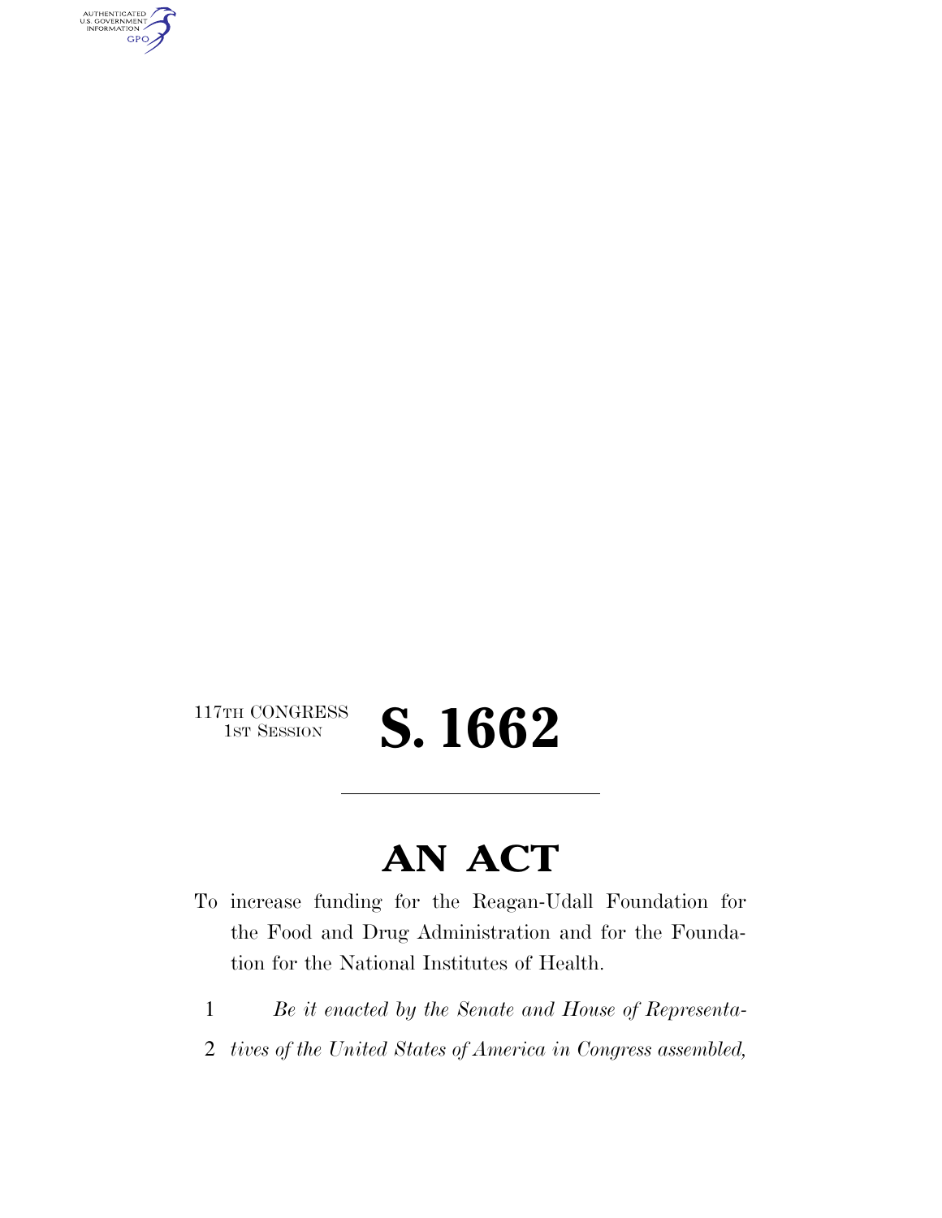117TH CONGRESS
1ST SESSION

# S. 1662

## AN ACT

To increase funding for the Reagan-Udall Foundation for the Food and Drug Administration and for the Foundation for the National Institutes of Health.

1 *Be it enacted by the Senate and House of Representa-*
2 *tives of the United States of America in Congress assembled,*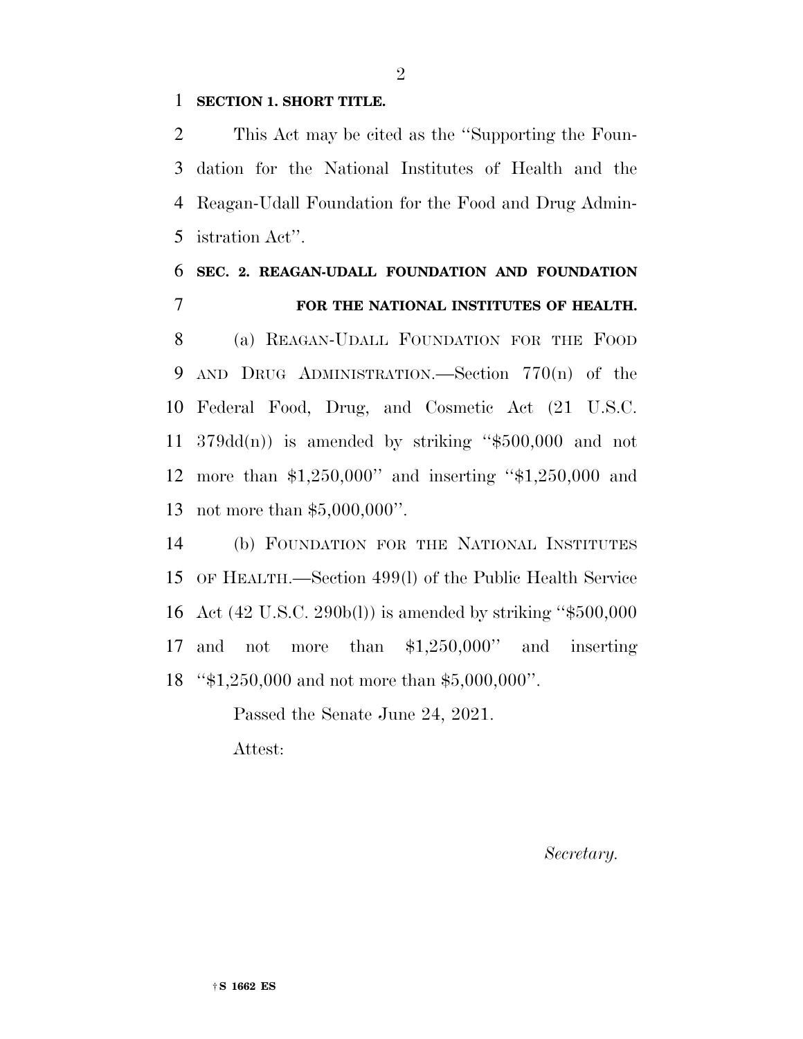**SECTION 1. SHORT TITLE.**

This Act may be cited as the ''Supporting the Foundation for the National Institutes of Health and the Reagan-Udall Foundation for the Food and Drug Administration Act''.

**SEC. 2. REAGAN-UDALL FOUNDATION AND FOUNDATION FOR THE NATIONAL INSTITUTES OF HEALTH.**

(a) REAGAN-UDALL FOUNDATION FOR THE FOOD AND DRUG ADMINISTRATION.—Section 770(n) of the Federal Food, Drug, and Cosmetic Act (21 U.S.C. 379dd(n)) is amended by striking ''$500,000 and not more than $1,250,000'' and inserting ''$1,250,000 and not more than $5,000,000''.

(b) FOUNDATION FOR THE NATIONAL INSTITUTES OF HEALTH.—Section 499(l) of the Public Health Service Act (42 U.S.C. 290b(l)) is amended by striking ''$500,000 and not more than $1,250,000'' and inserting ''$1,250,000 and not more than $5,000,000''.

Passed the Senate June 24, 2021.

Attest:

*Secretary.*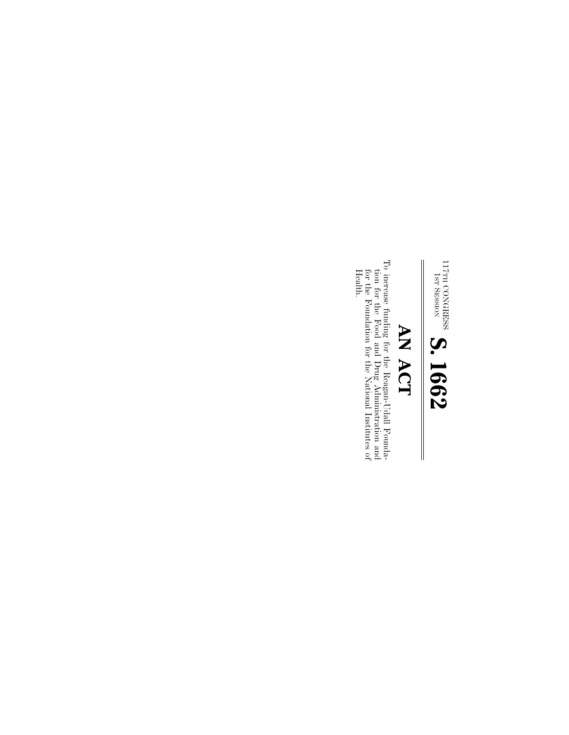117TH CONGRESS
1ST SESSION

# S. 1662

## AN ACT

To increase funding for the Reagan-Udall Foundation for the Food and Drug Administration and for the Foundation for the National Institutes of Health.